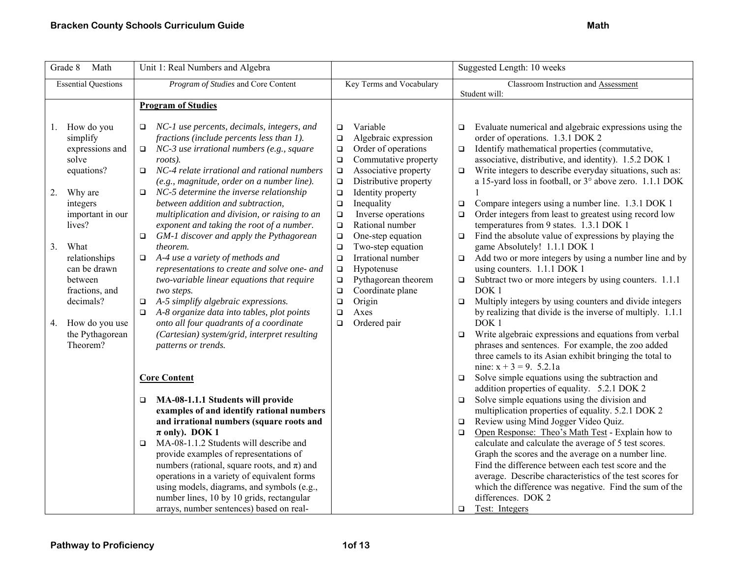| Grade 8 Math | Unit 1: Real Numbers and Algebra | | Suggested Length: 10 weeks |
|---|---|---|---|
| Essential Questions | *Program of Studies* and Core Content | Key Terms and Vocabulary | Classroom Instruction and <u>Assessment</u><br>Student will: |
| 1. How do you simplify expressions and solve equations?<br><br>2. Why are integers important in our lives?<br><br>3. What relationships can be drawn between fractions, and decimals?<br><br>4. How do you use the Pythagorean Theorem? | **<u>Program of Studies</u>**<br><br>❑ *NC-1 use percents, decimals, integers, and fractions (include percents less than 1).*<br>❑ *NC-3 use irrational numbers (e.g., square roots).*<br>❑ *NC-4 relate irrational and rational numbers (e.g., magnitude, order on a number line).*<br>❑ *NC-5 determine the inverse relationship between addition and subtraction, multiplication and division, or raising to an exponent and taking the root of a number.*<br>❑ *GM-1 discover and apply the Pythagorean theorem.*<br>❑ *A-4 use a variety of methods and representations to create and solve one- and two-variable linear equations that require two steps.*<br>❑ *A-5 simplify algebraic expressions.*<br>❑ *A-8 organize data into tables, plot points onto all four quadrants of a coordinate (Cartesian) system/grid, interpret resulting patterns or trends.*<br><br>**<u>Core Content</u>**<br><br>❑ **MA-08-1.1.1 Students will provide examples of and identify rational numbers and irrational numbers (square roots and π only). DOK 1**<br>❑ MA-08-1.1.2 Students will describe and provide examples of representations of numbers (rational, square roots, and π) and operations in a variety of equivalent forms using models, diagrams, and symbols (e.g., number lines, 10 by 10 grids, rectangular arrays, number sentences) based on real- | ❑ Variable<br>❑ Algebraic expression<br>❑ Order of operations<br>❑ Commutative property<br>❑ Associative property<br>❑ Distributive property<br>❑ Identity property<br>❑ Inequality<br>❑ Inverse operations<br>❑ Rational number<br>❑ One-step equation<br>❑ Two-step equation<br>❑ Irrational number<br>❑ Hypotenuse<br>❑ Pythagorean theorem<br>❑ Coordinate plane<br>❑ Origin<br>❑ Axes<br>❑ Ordered pair | ❑ Evaluate numerical and algebraic expressions using the order of operations. 1.3.1 DOK 2<br>❑ Identify mathematical properties (commutative, associative, distributive, and identity). 1.5.2 DOK 1<br>❑ Write integers to describe everyday situations, such as: a 15-yard loss in football, or 3° above zero. 1.1.1 DOK 1<br>❑ Compare integers using a number line. 1.3.1 DOK 1<br>❑ Order integers from least to greatest using record low temperatures from 9 states. 1.3.1 DOK 1<br>❑ Find the absolute value of expressions by playing the game Absolutely! 1.1.1 DOK 1<br>❑ Add two or more integers by using a number line and by using counters. 1.1.1 DOK 1<br>❑ Subtract two or more integers by using counters. 1.1.1 DOK 1<br>❑ Multiply integers by using counters and divide integers by realizing that divide is the inverse of multiply. 1.1.1 DOK 1<br>❑ Write algebraic expressions and equations from verbal phrases and sentences. For example, the zoo added three camels to its Asian exhibit bringing the total to nine: $x + 3 = 9$. 5.2.1a<br>❑ Solve simple equations using the subtraction and addition properties of equality. 5.2.1 DOK 2<br>❑ Solve simple equations using the division and multiplication properties of equality. 5.2.1 DOK 2<br>❑ Review using Mind Jogger Video Quiz.<br>❑ <u>Open Response: Theo's Math Test</u> - Explain how to calculate and calculate the average of 5 test scores. Graph the scores and the average on a number line. Find the difference between each test score and the average. Describe characteristics of the test scores for which the difference was negative. Find the sum of the differences. DOK 2<br>❑ <u>Test: Integers</u> |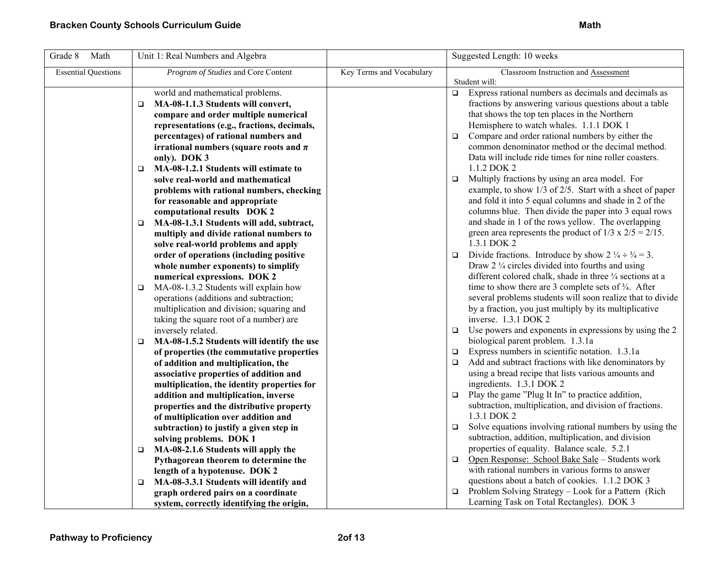| Grade 8 Math | Unit 1: Real Numbers and Algebra | | Suggested Length: 10 weeks |
|---|---|---|---|
| Essential Questions | *Program of Studies* and Core Content | Key Terms and Vocabulary | Classroom Instruction and Assessment<br>Student will: |
| | world and mathematical problems.<br>❑ **MA-08-1.1.3 Students will convert, compare and order multiple numerical representations (e.g., fractions, decimals, percentages) of rational numbers and irrational numbers (square roots and π only). DOK 3**<br>❑ **MA-08-1.2.1 Students will estimate to solve real-world and mathematical problems with rational numbers, checking for reasonable and appropriate computational results DOK 2**<br>❑ **MA-08-1.3.1 Students will add, subtract, multiply and divide rational numbers to solve real-world problems and apply order of operations (including positive whole number exponents) to simplify numerical expressions. DOK 2**<br>❑ MA-08-1.3.2 Students will explain how operations (additions and subtraction; multiplication and division; squaring and taking the square root of a number) are inversely related.<br>❑ **MA-08-1.5.2 Students will identify the use of properties (the commutative properties of addition and multiplication, the associative properties of addition and multiplication, the identity properties for addition and multiplication, inverse properties and the distributive property of multiplication over addition and subtraction) to justify a given step in solving problems. DOK 1**<br>❑ **MA-08-2.1.6 Students will apply the Pythagorean theorem to determine the length of a hypotenuse. DOK 2**<br>❑ **MA-08-3.3.1 Students will identify and graph ordered pairs on a coordinate system, correctly identifying the origin,** | | ❑ Express rational numbers as decimals and decimals as fractions by answering various questions about a table that shows the top ten places in the Northern Hemisphere to watch whales. 1.1.1 DOK 1<br>❑ Compare and order rational numbers by either the common denominator method or the decimal method. Data will include ride times for nine roller coasters. 1.1.2 DOK 2<br>❑ Multiply fractions by using an area model. For example, to show 1/3 of 2/5. Start with a sheet of paper and fold it into 5 equal columns and shade in 2 of the columns blue. Then divide the paper into 3 equal rows and shade in 1 of the rows yellow. The overlapping green area represents the product of $1/3 \times 2/5 = 2/15$. 1.3.1 DOK 2<br>❑ Divide fractions. Introduce by show $2\frac{1}{4} \div \frac{3}{4} = 3$. Draw 2 ¼ circles divided into fourths and using different colored chalk, shade in three ¼ sections at a time to show there are 3 complete sets of ¾. After several problems students will soon realize that to divide by a fraction, you just multiply by its multiplicative inverse. 1.3.1 DOK 2<br>❑ Use powers and exponents in expressions by using the 2 biological parent problem. 1.3.1a<br>❑ Express numbers in scientific notation. 1.3.1a<br>❑ Add and subtract fractions with like denominators by using a bread recipe that lists various amounts and ingredients. 1.3.1 DOK 2<br>❑ Play the game "Plug It In" to practice addition, subtraction, multiplication, and division of fractions. 1.3.1 DOK 2<br>❑ Solve equations involving rational numbers by using the subtraction, addition, multiplication, and division properties of equality. Balance scale. 5.2.1<br>❑ <u>Open Response: School Bake Sale</u> – Students work with rational numbers in various forms to answer questions about a batch of cookies. 1.1.2 DOK 3<br>❑ Problem Solving Strategy – Look for a Pattern (Rich Learning Task on Total Rectangles). DOK 3 |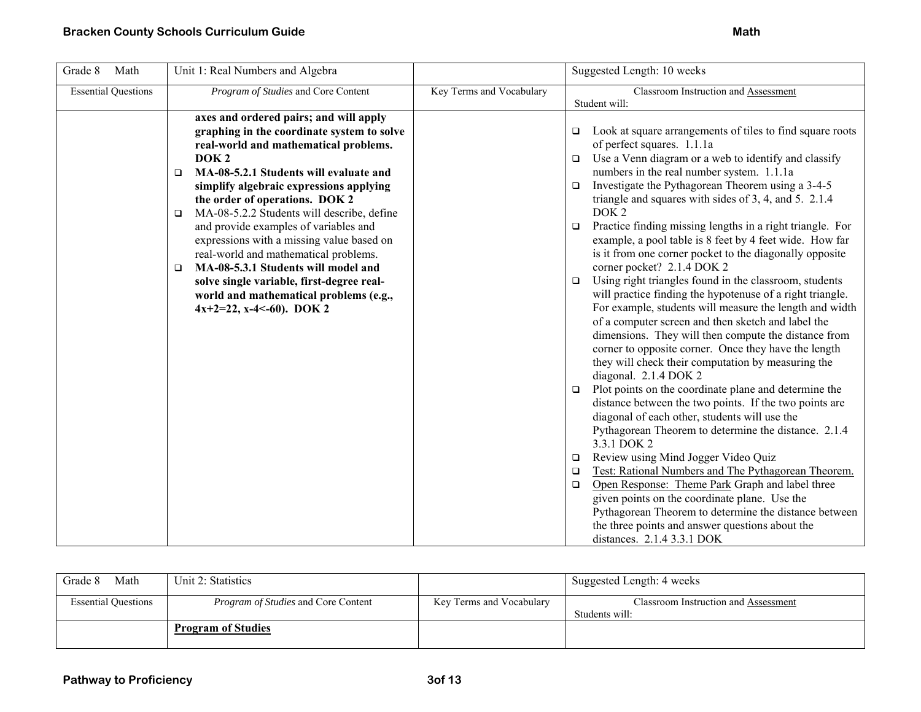| Grade 8 Math | Unit 1: Real Numbers and Algebra | | Suggested Length: 10 weeks |
|---|---|---|---|
| Essential Questions | *Program of Studies* and Core Content | Key Terms and Vocabulary | Classroom Instruction and Assessment<br>Student will: |
| | **axes and ordered pairs; and will apply graphing in the coordinate system to solve real-world and mathematical problems. DOK 2**<br>❑ **MA-08-5.2.1 Students will evaluate and simplify algebraic expressions applying the order of operations. DOK 2**<br>❑ MA-08-5.2.2 Students will describe, define and provide examples of variables and expressions with a missing value based on real-world and mathematical problems.<br>❑ **MA-08-5.3.1 Students will model and solve single variable, first-degree real-world and mathematical problems (e.g., 4x+2=22, x-4<-60). DOK 2** | | ❑ Look at square arrangements of tiles to find square roots of perfect squares. 1.1.1a<br>❑ Use a Venn diagram or a web to identify and classify numbers in the real number system. 1.1.1a<br>❑ Investigate the Pythagorean Theorem using a 3-4-5 triangle and squares with sides of 3, 4, and 5. 2.1.4 DOK 2<br>❑ Practice finding missing lengths in a right triangle. For example, a pool table is 8 feet by 4 feet wide. How far is it from one corner pocket to the diagonally opposite corner pocket? 2.1.4 DOK 2<br>❑ Using right triangles found in the classroom, students will practice finding the hypotenuse of a right triangle. For example, students will measure the length and width of a computer screen and then sketch and label the dimensions. They will then compute the distance from corner to opposite corner. Once they have the length they will check their computation by measuring the diagonal. 2.1.4 DOK 2<br>❑ Plot points on the coordinate plane and determine the distance between the two points. If the two points are diagonal of each other, students will use the Pythagorean Theorem to determine the distance. 2.1.4 3.3.1 DOK 2<br>❑ Review using Mind Jogger Video Quiz<br>❑ <u>Test: Rational Numbers and The Pythagorean Theorem.</u><br>❑ <u>Open Response: Theme Park</u> Graph and label three given points on the coordinate plane. Use the Pythagorean Theorem to determine the distance between the three points and answer questions about the distances. 2.1.4 3.3.1 DOK |

| Grade 8 Math | Unit 2: Statistics | | Suggested Length: 4 weeks |
|---|---|---|---|
| Essential Questions | *Program of Studies* and Core Content | Key Terms and Vocabulary | Classroom Instruction and Assessment<br>Students will: |
| | **<u>Program of Studies</u>** | | |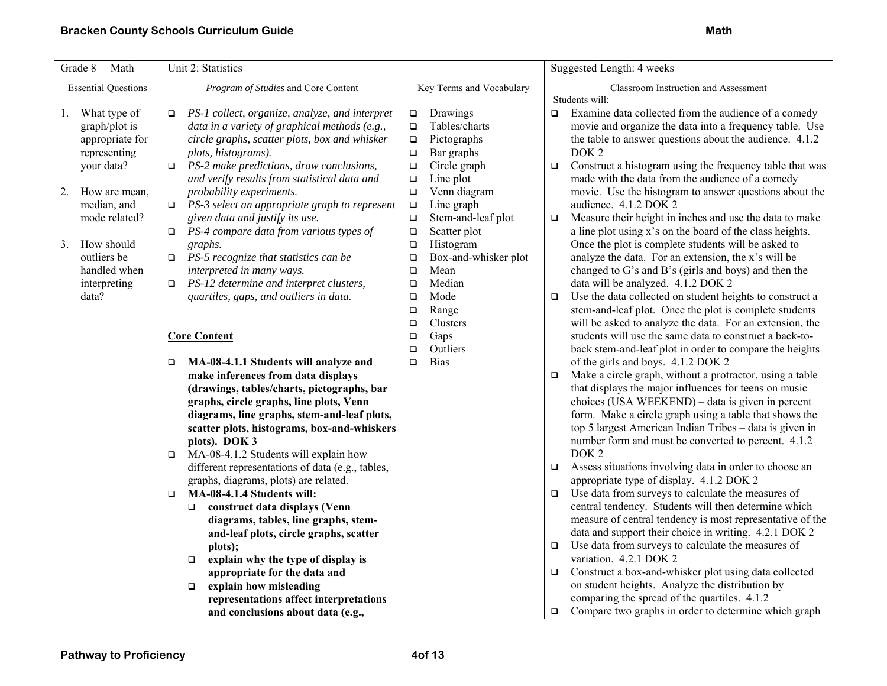| Grade 8 Math | Unit 2: Statistics | | Suggested Length: 4 weeks |
|---|---|---|---|
| Essential Questions | *Program of Studies* and Core Content | Key Terms and Vocabulary | Classroom Instruction and Assessment<br>Students will: |
| 1. What type of graph/plot is appropriate for representing your data?<br><br>2. How are mean, median, and mode related?<br><br>3. How should outliers be handled when interpreting data? | ❑ *PS-1 collect, organize, analyze, and interpret data in a variety of graphical methods (e.g., circle graphs, scatter plots, box and whisker plots, histograms).*<br>❑ *PS-2 make predictions, draw conclusions, and verify results from statistical data and probability experiments.*<br>❑ *PS-3 select an appropriate graph to represent given data and justify its use.*<br>❑ *PS-4 compare data from various types of graphs.*<br>❑ *PS-5 recognize that statistics can be interpreted in many ways.*<br>❑ *PS-12 determine and interpret clusters, quartiles, gaps, and outliers in data.*<br><br>**Core Content**<br><br>❑ **MA-08-4.1.1 Students will analyze and make inferences from data displays (drawings, tables/charts, pictographs, bar graphs, circle graphs, line plots, Venn diagrams, line graphs, stem-and-leaf plots, scatter plots, histograms, box-and-whiskers plots). DOK 3**<br>❑ MA-08-4.1.2 Students will explain how different representations of data (e.g., tables, graphs, diagrams, plots) are related.<br>❑ **MA-08-4.1.4 Students will:**<br>&nbsp;&nbsp;❑ **construct data displays (Venn diagrams, tables, line graphs, stem-and-leaf plots, circle graphs, scatter plots);**<br>&nbsp;&nbsp;❑ **explain why the type of display is appropriate for the data and**<br>&nbsp;&nbsp;❑ **explain how misleading representations affect interpretations and conclusions about data (e.g.,** | ❑ Drawings<br>❑ Tables/charts<br>❑ Pictographs<br>❑ Bar graphs<br>❑ Circle graph<br>❑ Line plot<br>❑ Venn diagram<br>❑ Line graph<br>❑ Stem-and-leaf plot<br>❑ Scatter plot<br>❑ Histogram<br>❑ Box-and-whisker plot<br>❑ Mean<br>❑ Median<br>❑ Mode<br>❑ Range<br>❑ Clusters<br>❑ Gaps<br>❑ Outliers<br>❑ Bias | ❑ Examine data collected from the audience of a comedy movie and organize the data into a frequency table. Use the table to answer questions about the audience. 4.1.2 DOK 2<br>❑ Construct a histogram using the frequency table that was made with the data from the audience of a comedy movie. Use the histogram to answer questions about the audience. 4.1.2 DOK 2<br>❑ Measure their height in inches and use the data to make a line plot using x's on the board of the class heights. Once the plot is complete students will be asked to analyze the data. For an extension, the x's will be changed to G's and B's (girls and boys) and then the data will be analyzed. 4.1.2 DOK 2<br>❑ Use the data collected on student heights to construct a stem-and-leaf plot. Once the plot is complete students will be asked to analyze the data. For an extension, the students will use the same data to construct a back-to-back stem-and-leaf plot in order to compare the heights of the girls and boys. 4.1.2 DOK 2<br>❑ Make a circle graph, without a protractor, using a table that displays the major influences for teens on music choices (USA WEEKEND) – data is given in percent form. Make a circle graph using a table that shows the top 5 largest American Indian Tribes – data is given in number form and must be converted to percent. 4.1.2 DOK 2<br>❑ Assess situations involving data in order to choose an appropriate type of display. 4.1.2 DOK 2<br>❑ Use data from surveys to calculate the measures of central tendency. Students will then determine which measure of central tendency is most representative of the data and support their choice in writing. 4.2.1 DOK 2<br>❑ Use data from surveys to calculate the measures of variation. 4.2.1 DOK 2<br>❑ Construct a box-and-whisker plot using data collected on student heights. Analyze the distribution by comparing the spread of the quartiles. 4.1.2<br>❑ Compare two graphs in order to determine which graph |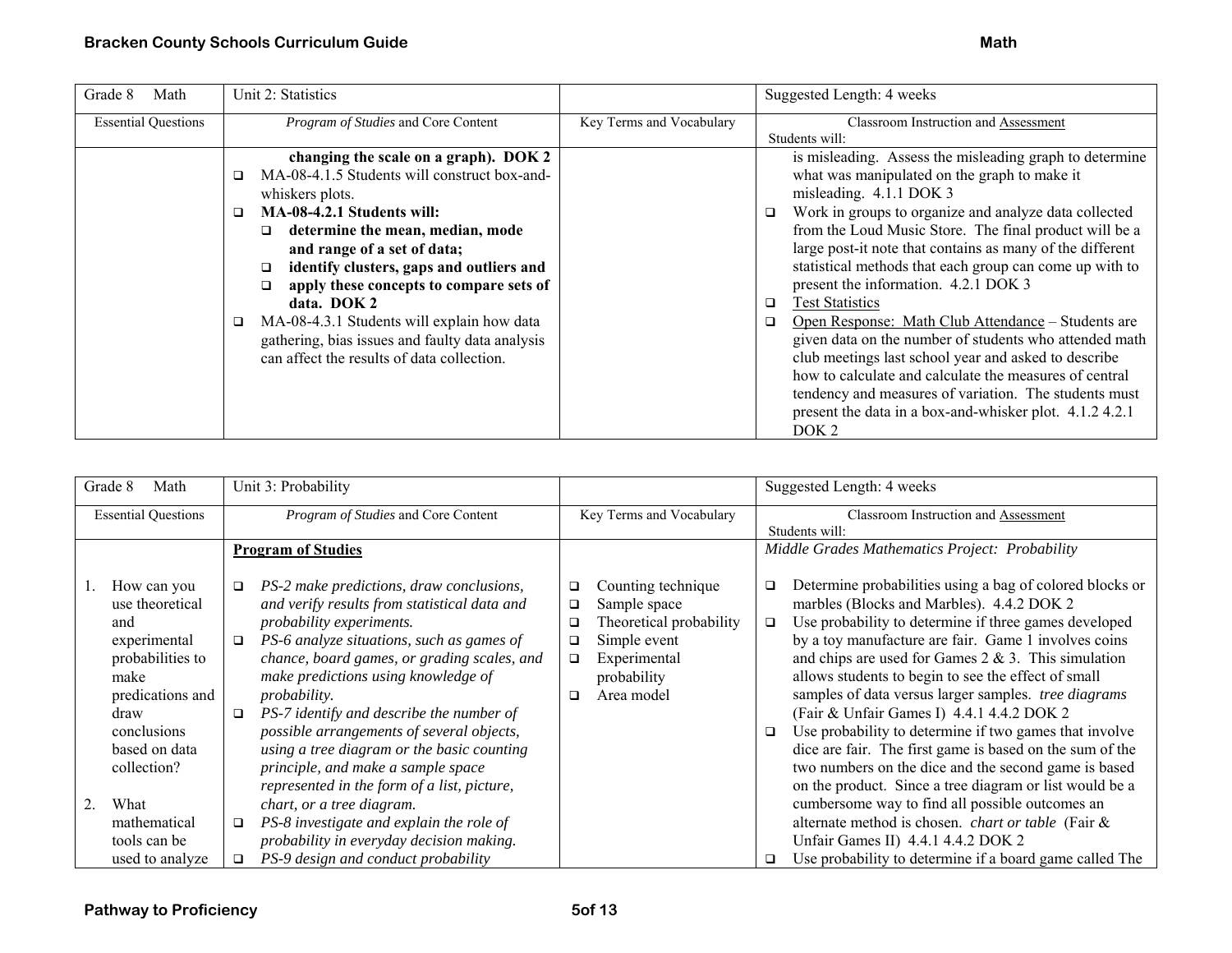| Grade 8 Math | Unit 2: Statistics | | Suggested Length: 4 weeks |
|---|---|---|---|
| Essential Questions | *Program of Studies* and Core Content | Key Terms and Vocabulary | Classroom Instruction and Assessment<br>Students will: |
| | **changing the scale on a graph). DOK 2**<br>❑ MA-08-4.1.5 Students will construct box-and-whiskers plots.<br>❑ **MA-08-4.2.1 Students will:**<br>❑ **determine the mean, median, mode and range of a set of data;**<br>❑ **identify clusters, gaps and outliers and**<br>❑ **apply these concepts to compare sets of data. DOK 2**<br>❑ MA-08-4.3.1 Students will explain how data gathering, bias issues and faulty data analysis can affect the results of data collection. | | is misleading. Assess the misleading graph to determine what was manipulated on the graph to make it misleading. 4.1.1 DOK 3<br>❑ Work in groups to organize and analyze data collected from the Loud Music Store. The final product will be a large post-it note that contains as many of the different statistical methods that each group can come up with to present the information. 4.2.1 DOK 3<br>❑ Test Statistics<br>❑ Open Response: Math Club Attendance – Students are given data on the number of students who attended math club meetings last school year and asked to describe how to calculate and calculate the measures of central tendency and measures of variation. The students must present the data in a box-and-whisker plot. 4.1.2 4.2.1 DOK 2 |

| Grade 8 Math | Unit 3: Probability | | Suggested Length: 4 weeks |
|---|---|---|---|
| Essential Questions | *Program of Studies* and Core Content | Key Terms and Vocabulary | Classroom Instruction and Assessment<br>Students will: |
| 1. How can you use theoretical and experimental probabilities to make predications and draw conclusions based on data collection?<br><br>2. What mathematical tools can be used to analyze | **Program of Studies**<br><br>❑ *PS-2 make predictions, draw conclusions, and verify results from statistical data and probability experiments.*<br>❑ *PS-6 analyze situations, such as games of chance, board games, or grading scales, and make predictions using knowledge of probability.*<br>❑ *PS-7 identify and describe the number of possible arrangements of several objects, using a tree diagram or the basic counting principle, and make a sample space represented in the form of a list, picture, chart, or a tree diagram.*<br>❑ *PS-8 investigate and explain the role of probability in everyday decision making.*<br>❑ *PS-9 design and conduct probability* | ❑ Counting technique<br>❑ Sample space<br>❑ Theoretical probability<br>❑ Simple event<br>❑ Experimental probability<br>❑ Area model | *Middle Grades Mathematics Project: Probability*<br><br>❑ Determine probabilities using a bag of colored blocks or marbles (Blocks and Marbles). 4.4.2 DOK 2<br>❑ Use probability to determine if three games developed by a toy manufacture are fair. Game 1 involves coins and chips are used for Games 2 & 3. This simulation allows students to begin to see the effect of small samples of data versus larger samples. *tree diagrams* (Fair & Unfair Games I) 4.4.1 4.4.2 DOK 2<br>❑ Use probability to determine if two games that involve dice are fair. The first game is based on the sum of the two numbers on the dice and the second game is based on the product. Since a tree diagram or list would be a cumbersome way to find all possible outcomes an alternate method is chosen. *chart or table* (Fair & Unfair Games II) 4.4.1 4.4.2 DOK 2<br>❑ Use probability to determine if a board game called The |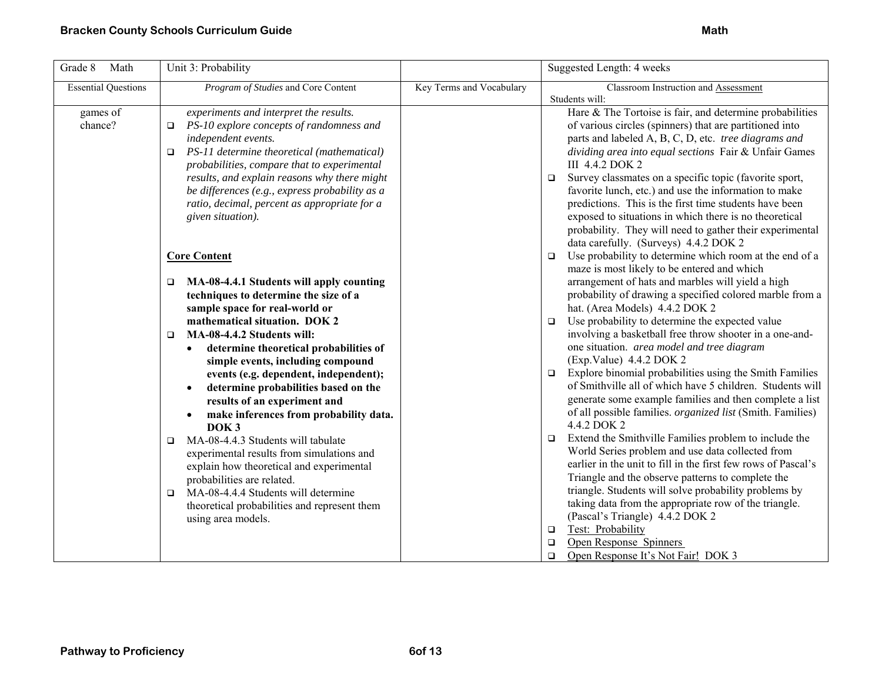| Grade 8 Math | Unit 3: Probability | | Suggested Length: 4 weeks |
|---|---|---|---|
| Essential Questions | *Program of Studies* and Core Content | Key Terms and Vocabulary | Classroom Instruction and Assessment<br>Students will: |
| games of chance? | *experiments and interpret the results.*<br>❑ *PS-10 explore concepts of randomness and independent events.*<br>❑ *PS-11 determine theoretical (mathematical) probabilities, compare that to experimental results, and explain reasons why there might be differences (e.g., express probability as a ratio, decimal, percent as appropriate for a given situation).*<br><br>**Core Content**<br><br>❑ **MA-08-4.4.1 Students will apply counting techniques to determine the size of a sample space for real-world or mathematical situation. DOK 2**<br>❑ **MA-08-4.4.2 Students will:**<br>• **determine theoretical probabilities of simple events, including compound events (e.g. dependent, independent);**<br>• **determine probabilities based on the results of an experiment and**<br>• **make inferences from probability data. DOK 3**<br>❑ MA-08-4.4.3 Students will tabulate experimental results from simulations and explain how theoretical and experimental probabilities are related.<br>❑ MA-08-4.4.4 Students will determine theoretical probabilities and represent them using area models. | | Hare & The Tortoise is fair, and determine probabilities of various circles (spinners) that are partitioned into parts and labeled A, B, C, D, etc. *tree diagrams and dividing area into equal sections* Fair & Unfair Games III 4.4.2 DOK 2<br>❑ Survey classmates on a specific topic (favorite sport, favorite lunch, etc.) and use the information to make predictions. This is the first time students have been exposed to situations in which there is no theoretical probability. They will need to gather their experimental data carefully. (Surveys) 4.4.2 DOK 2<br>❑ Use probability to determine which room at the end of a maze is most likely to be entered and which arrangement of hats and marbles will yield a high probability of drawing a specified colored marble from a hat. (Area Models) 4.4.2 DOK 2<br>❑ Use probability to determine the expected value involving a basketball free throw shooter in a one-and-one situation. *area model and tree diagram* (Exp.Value) 4.4.2 DOK 2<br>❑ Explore binomial probabilities using the Smith Families of Smithville all of which have 5 children. Students will generate some example families and then complete a list of all possible families. *organized list* (Smith. Families) 4.4.2 DOK 2<br>❑ Extend the Smithville Families problem to include the World Series problem and use data collected from earlier in the unit to fill in the first few rows of Pascal's Triangle and the observe patterns to complete the triangle. Students will solve probability problems by taking data from the appropriate row of the triangle. (Pascal's Triangle) 4.4.2 DOK 2<br>❑ <u>Test: Probability</u><br>❑ <u>Open Response Spinners</u><br>❑ <u>Open Response It's Not Fair!</u> DOK 3 |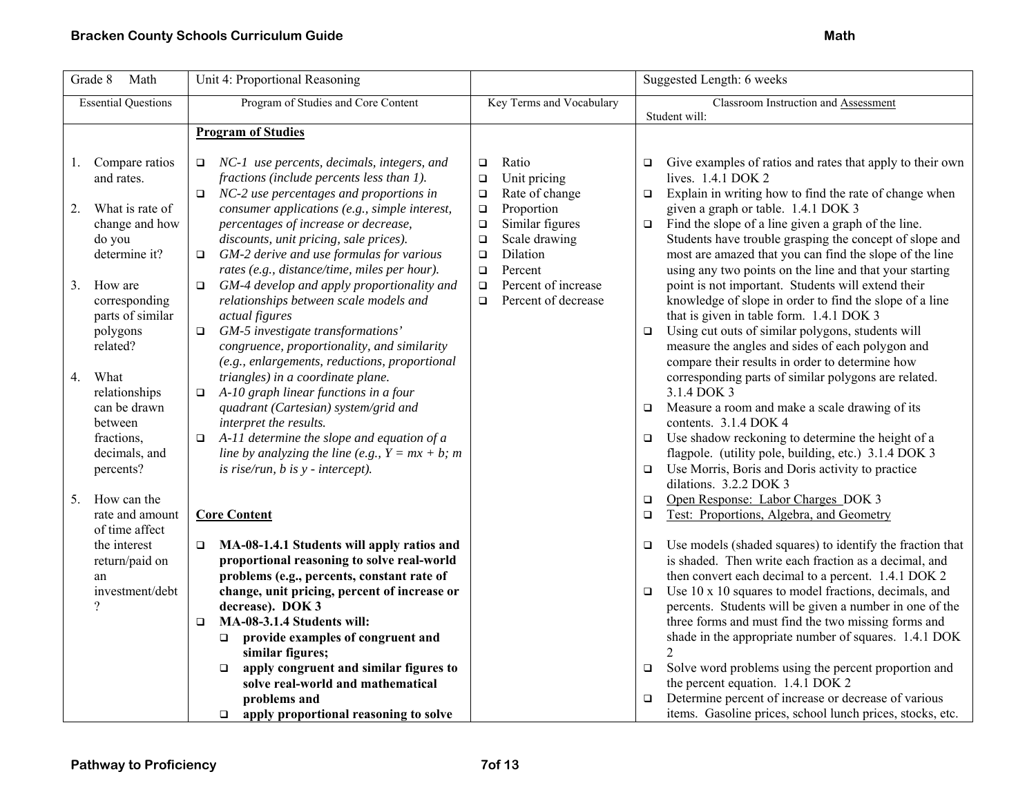| Grade 8 Math | Unit 4: Proportional Reasoning | | Suggested Length: 6 weeks |
|---|---|---|---|
| Essential Questions | Program of Studies and Core Content | Key Terms and Vocabulary | Classroom Instruction and Assessment<br>Student will: |
| 1. Compare ratios and rates.<br><br>2. What is rate of change and how do you determine it?<br><br>3. How are corresponding parts of similar polygons related?<br><br>4. What relationships can be drawn between fractions, decimals, and percents?<br><br>5. How can the rate and amount of time affect the interest return/paid on an investment/debt? | **Program of Studies**<br><br>❑ *NC-1 use percents, decimals, integers, and fractions (include percents less than 1).*<br>❑ *NC-2 use percentages and proportions in consumer applications (e.g., simple interest, percentages of increase or decrease, discounts, unit pricing, sale prices).*<br>❑ *GM-2 derive and use formulas for various rates (e.g., distance/time, miles per hour).*<br>❑ *GM-4 develop and apply proportionality and relationships between scale models and actual figures*<br>❑ *GM-5 investigate transformations' congruence, proportionality, and similarity (e.g., enlargements, reductions, proportional triangles) in a coordinate plane.*<br>❑ *A-10 graph linear functions in a four quadrant (Cartesian) system/grid and interpret the results.*<br>❑ *A-11 determine the slope and equation of a line by analyzing the line (e.g., Y = mx + b; m is rise/run, b is y - intercept).*<br><br>**Core Content**<br><br>❑ **MA-08-1.4.1 Students will apply ratios and proportional reasoning to solve real-world problems (e.g., percents, constant rate of change, unit pricing, percent of increase or decrease). DOK 3**<br>❑ **MA-08-3.1.4 Students will:**<br>&nbsp;&nbsp;❑ **provide examples of congruent and similar figures;**<br>&nbsp;&nbsp;❑ **apply congruent and similar figures to solve real-world and mathematical problems and**<br>&nbsp;&nbsp;❑ **apply proportional reasoning to solve** | ❑ Ratio<br>❑ Unit pricing<br>❑ Rate of change<br>❑ Proportion<br>❑ Similar figures<br>❑ Scale drawing<br>❑ Dilation<br>❑ Percent<br>❑ Percent of increase<br>❑ Percent of decrease | ❑ Give examples of ratios and rates that apply to their own lives. 1.4.1 DOK 2<br>❑ Explain in writing how to find the rate of change when given a graph or table. 1.4.1 DOK 3<br>❑ Find the slope of a line given a graph of the line. Students have trouble grasping the concept of slope and most are amazed that you can find the slope of the line using any two points on the line and that your starting point is not important. Students will extend their knowledge of slope in order to find the slope of a line that is given in table form. 1.4.1 DOK 3<br>❑ Using cut outs of similar polygons, students will measure the angles and sides of each polygon and compare their results in order to determine how corresponding parts of similar polygons are related. 3.1.4 DOK 3<br>❑ Measure a room and make a scale drawing of its contents. 3.1.4 DOK 4<br>❑ Use shadow reckoning to determine the height of a flagpole. (utility pole, building, etc.) 3.1.4 DOK 3<br>❑ Use Morris, Boris and Doris activity to practice dilations. 3.2.2 DOK 3<br>❑ <u>Open Response: Labor Charges</u> DOK 3<br>❑ <u>Test: Proportions, Algebra, and Geometry</u><br><br>❑ Use models (shaded squares) to identify the fraction that is shaded. Then write each fraction as a decimal, and then convert each decimal to a percent. 1.4.1 DOK 2<br>❑ Use 10 x 10 squares to model fractions, decimals, and percents. Students will be given a number in one of the three forms and must find the two missing forms and shade in the appropriate number of squares. 1.4.1 DOK 2<br>❑ Solve word problems using the percent proportion and the percent equation. 1.4.1 DOK 2<br>❑ Determine percent of increase or decrease of various items. Gasoline prices, school lunch prices, stocks, etc. |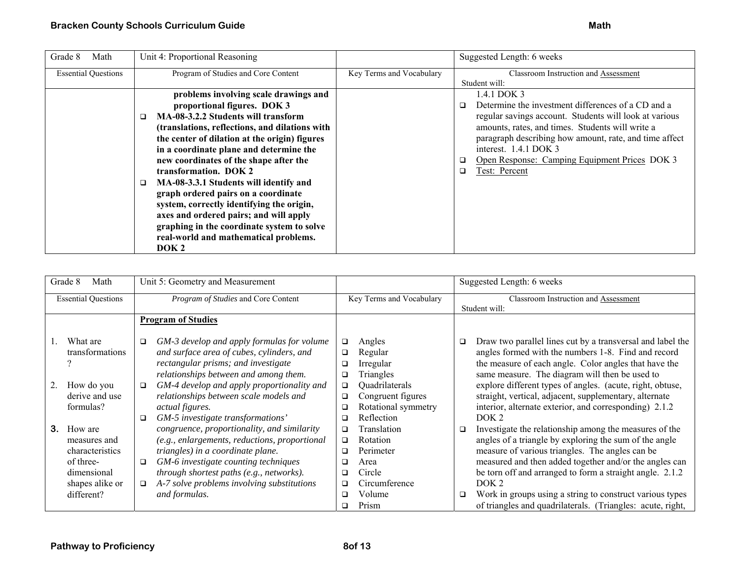| Grade 8 Math | Unit 4: Proportional Reasoning | | Suggested Length: 6 weeks |
|---|---|---|---|
| Essential Questions | Program of Studies and Core Content | Key Terms and Vocabulary | Classroom Instruction and Assessment<br>Student will: |
| | **problems involving scale drawings and proportional figures. DOK 3**<br>❑ **MA-08-3.2.2 Students will transform (translations, reflections, and dilations with the center of dilation at the origin) figures in a coordinate plane and determine the new coordinates of the shape after the transformation. DOK 2**<br>❑ **MA-08-3.3.1 Students will identify and graph ordered pairs on a coordinate system, correctly identifying the origin, axes and ordered pairs; and will apply graphing in the coordinate system to solve real-world and mathematical problems. DOK 2** | | 1.4.1 DOK 3<br>❑ Determine the investment differences of a CD and a regular savings account. Students will look at various amounts, rates, and times. Students will write a paragraph describing how amount, rate, and time affect interest. 1.4.1 DOK 3<br>❑ Open Response: Camping Equipment Prices DOK 3<br>❑ Test: Percent |

| Grade 8 Math | Unit 5: Geometry and Measurement | | Suggested Length: 6 weeks |
|---|---|---|---|
| Essential Questions | *Program of Studies* and Core Content | Key Terms and Vocabulary | Classroom Instruction and Assessment<br>Student will: |
| 1. What are transformations?<br><br>2. How do you derive and use formulas?<br><br>3. How are measures and characteristics of three-dimensional shapes alike or different? | **Program of Studies**<br><br>❑ *GM-3 develop and apply formulas for volume and surface area of cubes, cylinders, and rectangular prisms; and investigate relationships between and among them.*<br>❑ *GM-4 develop and apply proportionality and relationships between scale models and actual figures.*<br>❑ *GM-5 investigate transformations' congruence, proportionality, and similarity (e.g., enlargements, reductions, proportional triangles) in a coordinate plane.*<br>❑ *GM-6 investigate counting techniques through shortest paths (e.g., networks).*<br>❑ *A-7 solve problems involving substitutions and formulas.* | ❑ Angles<br>❑ Regular<br>❑ Irregular<br>❑ Triangles<br>❑ Quadrilaterals<br>❑ Congruent figures<br>❑ Rotational symmetry<br>❑ Reflection<br>❑ Translation<br>❑ Rotation<br>❑ Perimeter<br>❑ Area<br>❑ Circle<br>❑ Circumference<br>❑ Volume<br>❑ Prism | ❑ Draw two parallel lines cut by a transversal and label the angles formed with the numbers 1-8. Find and record the measure of each angle. Color angles that have the same measure. The diagram will then be used to explore different types of angles. (acute, right, obtuse, straight, vertical, adjacent, supplementary, alternate interior, alternate exterior, and corresponding) 2.1.2 DOK 2<br>❑ Investigate the relationship among the measures of the angles of a triangle by exploring the sum of the angle measure of various triangles. The angles can be measured and then added together and/or the angles can be torn off and arranged to form a straight angle. 2.1.2 DOK 2<br>❑ Work in groups using a string to construct various types of triangles and quadrilaterals. (Triangles: acute, right, |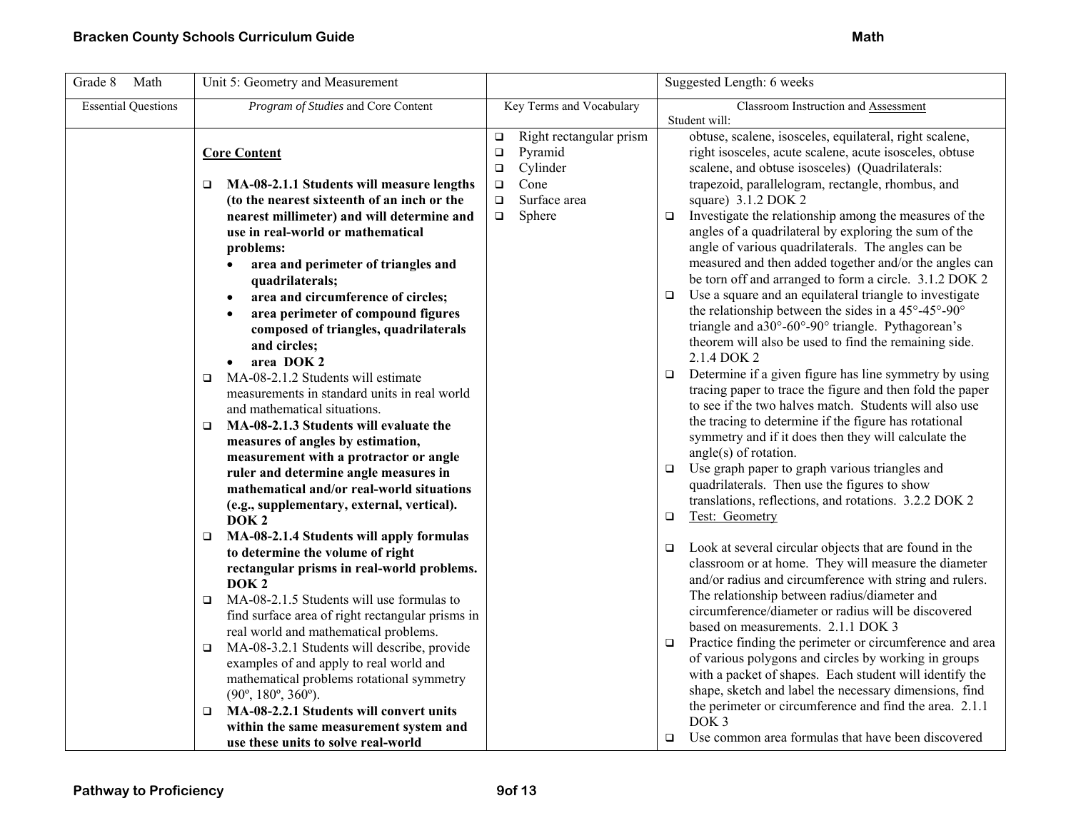| Grade 8 Math | Unit 5: Geometry and Measurement | | Suggested Length: 6 weeks |
|---|---|---|---|
| Essential Questions | *Program of Studies* and Core Content | Key Terms and Vocabulary | Classroom Instruction and Assessment<br>Student will: |
| | **Core Content**<br><br>❑ **MA-08-2.1.1 Students will measure lengths (to the nearest sixteenth of an inch or the nearest millimeter) and will determine and use in real-world or mathematical problems:**<br>• **area and perimeter of triangles and quadrilaterals;**<br>• **area and circumference of circles;**<br>• **area perimeter of compound figures composed of triangles, quadrilaterals and circles;**<br>• **area DOK 2**<br>❑ MA-08-2.1.2 Students will estimate measurements in standard units in real world and mathematical situations.<br>❑ **MA-08-2.1.3 Students will evaluate the measures of angles by estimation, measurement with a protractor or angle ruler and determine angle measures in mathematical and/or real-world situations (e.g., supplementary, external, vertical). DOK 2**<br>❑ **MA-08-2.1.4 Students will apply formulas to determine the volume of right rectangular prisms in real-world problems. DOK 2**<br>❑ MA-08-2.1.5 Students will use formulas to find surface area of right rectangular prisms in real world and mathematical problems.<br>❑ MA-08-3.2.1 Students will describe, provide examples of and apply to real world and mathematical problems rotational symmetry (90º, 180º, 360º).<br>❑ **MA-08-2.2.1 Students will convert units within the same measurement system and use these units to solve real-world** | ❑ Right rectangular prism<br>❑ Pyramid<br>❑ Cylinder<br>❑ Cone<br>❑ Surface area<br>❑ Sphere | obtuse, scalene, isosceles, equilateral, right scalene, right isosceles, acute scalene, acute isosceles, obtuse scalene, and obtuse isosceles) (Quadrilaterals: trapezoid, parallelogram, rectangle, rhombus, and square) 3.1.2 DOK 2<br>❑ Investigate the relationship among the measures of the angles of a quadrilateral by exploring the sum of the angle of various quadrilaterals. The angles can be measured and then added together and/or the angles can be torn off and arranged to form a circle. 3.1.2 DOK 2<br>❑ Use a square and an equilateral triangle to investigate the relationship between the sides in a 45°-45°-90° triangle and a30°-60°-90° triangle. Pythagorean's theorem will also be used to find the remaining side. 2.1.4 DOK 2<br>❑ Determine if a given figure has line symmetry by using tracing paper to trace the figure and then fold the paper to see if the two halves match. Students will also use the tracing to determine if the figure has rotational symmetry and if it does then they will calculate the angle(s) of rotation.<br>❑ Use graph paper to graph various triangles and quadrilaterals. Then use the figures to show translations, reflections, and rotations. 3.2.2 DOK 2<br>❑ <u>Test: Geometry</u><br><br>❑ Look at several circular objects that are found in the classroom or at home. They will measure the diameter and/or radius and circumference with string and rulers. The relationship between radius/diameter and circumference/diameter or radius will be discovered based on measurements. 2.1.1 DOK 3<br>❑ Practice finding the perimeter or circumference and area of various polygons and circles by working in groups with a packet of shapes. Each student will identify the shape, sketch and label the necessary dimensions, find the perimeter or circumference and find the area. 2.1.1 DOK 3<br>❑ Use common area formulas that have been discovered |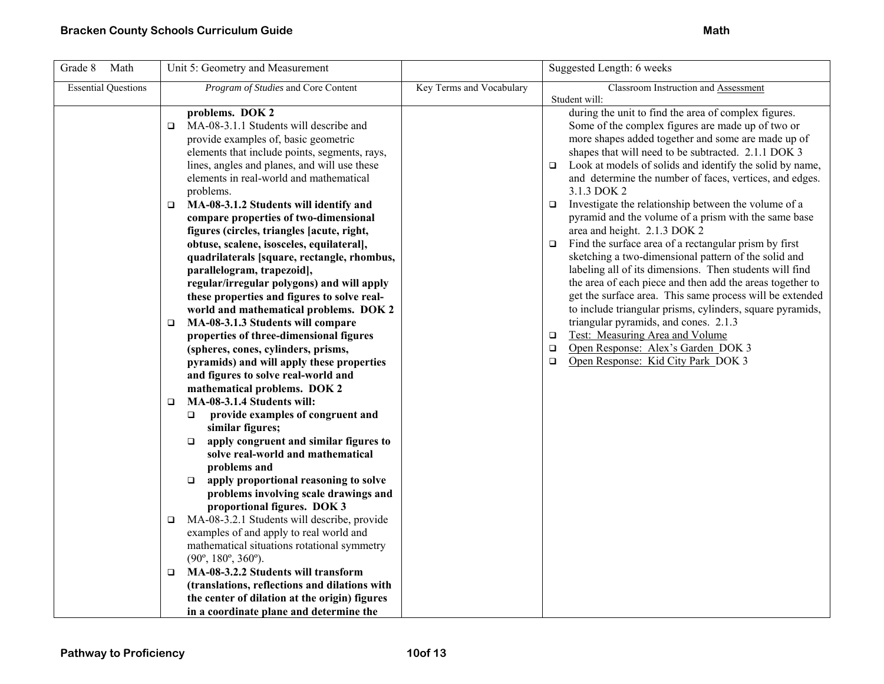| Grade 8 Math | Unit 5: Geometry and Measurement | | Suggested Length: 6 weeks |
|---|---|---|---|
| Essential Questions | *Program of Studies* and Core Content | Key Terms and Vocabulary | Classroom Instruction and Assessment<br>Student will: |
| | **problems. DOK 2**<br>❑ MA-08-3.1.1 Students will describe and provide examples of, basic geometric elements that include points, segments, rays, lines, angles and planes, and will use these elements in real-world and mathematical problems.<br>❑ **MA-08-3.1.2 Students will identify and compare properties of two-dimensional figures (circles, triangles [acute, right, obtuse, scalene, isosceles, equilateral], quadrilaterals [square, rectangle, rhombus, parallelogram, trapezoid], regular/irregular polygons) and will apply these properties and figures to solve real-world and mathematical problems. DOK 2**<br>❑ **MA-08-3.1.3 Students will compare properties of three-dimensional figures (spheres, cones, cylinders, prisms, pyramids) and will apply these properties and figures to solve real-world and mathematical problems. DOK 2**<br>❑ **MA-08-3.1.4 Students will:**<br>  ❑ **provide examples of congruent and similar figures;**<br>  ❑ **apply congruent and similar figures to solve real-world and mathematical problems and**<br>  ❑ **apply proportional reasoning to solve problems involving scale drawings and proportional figures. DOK 3**<br>❑ MA-08-3.2.1 Students will describe, provide examples of and apply to real world and mathematical situations rotational symmetry (90º, 180º, 360º).<br>❑ **MA-08-3.2.2 Students will transform (translations, reflections and dilations with the center of dilation at the origin) figures in a coordinate plane and determine the** | | during the unit to find the area of complex figures. Some of the complex figures are made up of two or more shapes added together and some are made up of shapes that will need to be subtracted. 2.1.1 DOK 3<br>❑ Look at models of solids and identify the solid by name, and determine the number of faces, vertices, and edges. 3.1.3 DOK 2<br>❑ Investigate the relationship between the volume of a pyramid and the volume of a prism with the same base area and height. 2.1.3 DOK 2<br>❑ Find the surface area of a rectangular prism by first sketching a two-dimensional pattern of the solid and labeling all of its dimensions. Then students will find the area of each piece and then add the areas together to get the surface area. This same process will be extended to include triangular prisms, cylinders, square pyramids, triangular pyramids, and cones. 2.1.3<br>❑ Test: Measuring Area and Volume<br>❑ Open Response: Alex's Garden DOK 3<br>❑ Open Response: Kid City Park DOK 3 |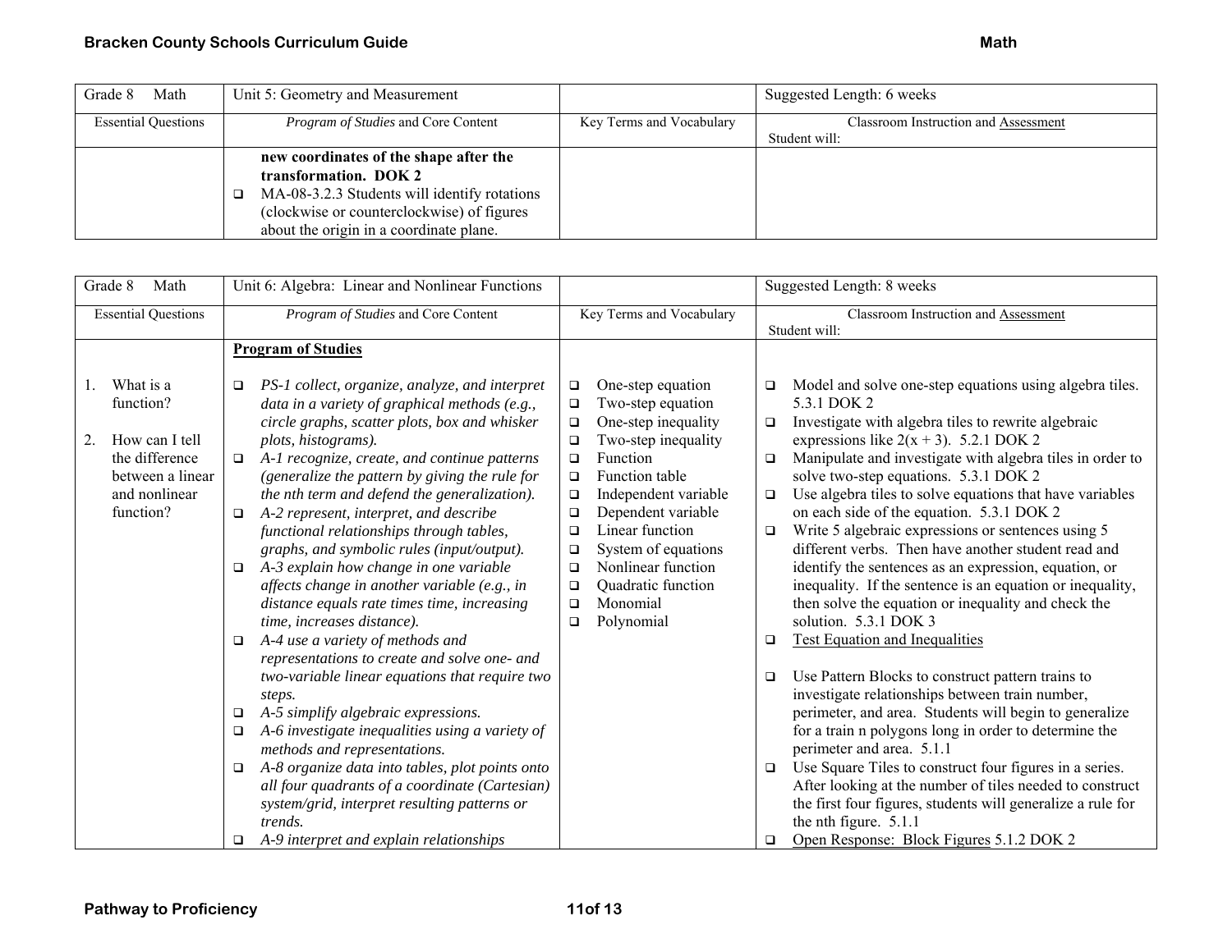| Grade 8 Math | Unit 5: Geometry and Measurement | | Suggested Length: 6 weeks |
|---|---|---|---|
| Essential Questions | *Program of Studies* and Core Content | Key Terms and Vocabulary | Classroom Instruction and Assessment<br>Student will: |
| | **new coordinates of the shape after the transformation. DOK 2**<br>❑ MA-08-3.2.3 Students will identify rotations (clockwise or counterclockwise) of figures about the origin in a coordinate plane. | | |

| Grade 8 Math | Unit 6: Algebra: Linear and Nonlinear Functions | | Suggested Length: 8 weeks |
|---|---|---|---|
| Essential Questions | *Program of Studies* and Core Content | Key Terms and Vocabulary | Classroom Instruction and Assessment<br>Student will: |
| 1. What is a function?<br><br>2. How can I tell the difference between a linear and nonlinear function? | **Program of Studies**<br><br>❑ *PS-1 collect, organize, analyze, and interpret data in a variety of graphical methods (e.g., circle graphs, scatter plots, box and whisker plots, histograms).*<br>❑ *A-1 recognize, create, and continue patterns (generalize the pattern by giving the rule for the nth term and defend the generalization).*<br>❑ *A-2 represent, interpret, and describe functional relationships through tables, graphs, and symbolic rules (input/output).*<br>❑ *A-3 explain how change in one variable affects change in another variable (e.g., in distance equals rate times time, increasing time, increases distance).*<br>❑ *A-4 use a variety of methods and representations to create and solve one- and two-variable linear equations that require two steps.*<br>❑ *A-5 simplify algebraic expressions.*<br>❑ *A-6 investigate inequalities using a variety of methods and representations.*<br>❑ *A-8 organize data into tables, plot points onto all four quadrants of a coordinate (Cartesian) system/grid, interpret resulting patterns or trends.*<br>❑ *A-9 interpret and explain relationships* | ❑ One-step equation<br>❑ Two-step equation<br>❑ One-step inequality<br>❑ Two-step inequality<br>❑ Function<br>❑ Function table<br>❑ Independent variable<br>❑ Dependent variable<br>❑ Linear function<br>❑ System of equations<br>❑ Nonlinear function<br>❑ Quadratic function<br>❑ Monomial<br>❑ Polynomial | ❑ Model and solve one-step equations using algebra tiles. 5.3.1 DOK 2<br>❑ Investigate with algebra tiles to rewrite algebraic expressions like $2(x + 3)$. 5.2.1 DOK 2<br>❑ Manipulate and investigate with algebra tiles in order to solve two-step equations. 5.3.1 DOK 2<br>❑ Use algebra tiles to solve equations that have variables on each side of the equation. 5.3.1 DOK 2<br>❑ Write 5 algebraic expressions or sentences using 5 different verbs. Then have another student read and identify the sentences as an expression, equation, or inequality. If the sentence is an equation or inequality, then solve the equation or inequality and check the solution. 5.3.1 DOK 3<br>❑ Test Equation and Inequalities<br><br>❑ Use Pattern Blocks to construct pattern trains to investigate relationships between train number, perimeter, and area. Students will begin to generalize for a train n polygons long in order to determine the perimeter and area. 5.1.1<br>❑ Use Square Tiles to construct four figures in a series. After looking at the number of tiles needed to construct the first four figures, students will generalize a rule for the nth figure. 5.1.1<br>❑ Open Response: Block Figures 5.1.2 DOK 2 |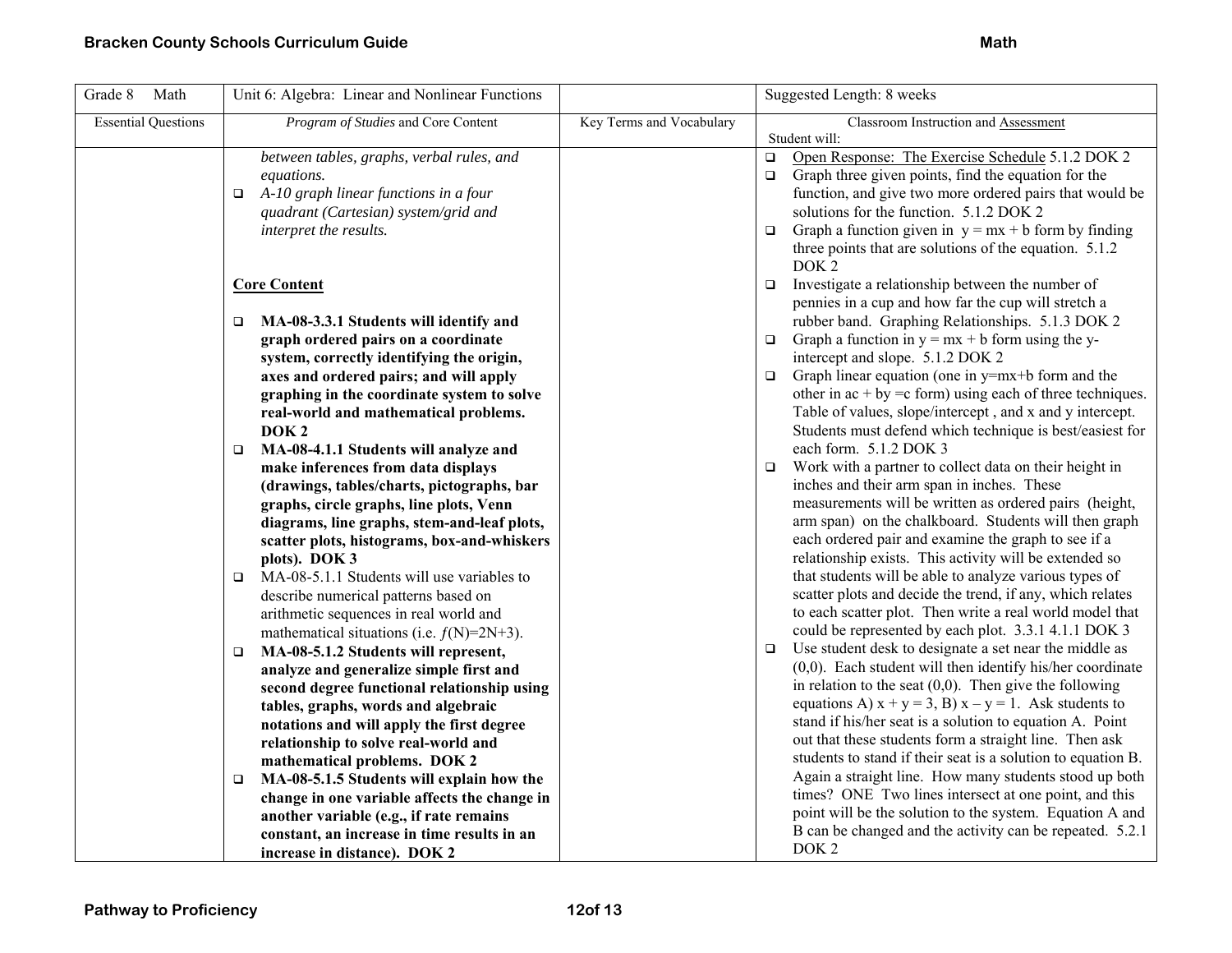| Grade 8 Math | Unit 6: Algebra: Linear and Nonlinear Functions | | Suggested Length: 8 weeks |
|---|---|---|---|
| Essential Questions | *Program of Studies* and Core Content | Key Terms and Vocabulary | Classroom Instruction and Assessment<br>Student will: |
| | *between tables, graphs, verbal rules, and equations.*<br>❑ *A-10 graph linear functions in a four quadrant (Cartesian) system/grid and interpret the results.*<br><br>**Core Content**<br><br>❑ **MA-08-3.3.1 Students will identify and graph ordered pairs on a coordinate system, correctly identifying the origin, axes and ordered pairs; and will apply graphing in the coordinate system to solve real-world and mathematical problems. DOK 2**<br>❑ **MA-08-4.1.1 Students will analyze and make inferences from data displays (drawings, tables/charts, pictographs, bar graphs, circle graphs, line plots, Venn diagrams, line graphs, stem-and-leaf plots, scatter plots, histograms, box-and-whiskers plots). DOK 3**<br>❑ MA-08-5.1.1 Students will use variables to describe numerical patterns based on arithmetic sequences in real world and mathematical situations (i.e. $f(N)=2N+3$).<br>❑ **MA-08-5.1.2 Students will represent, analyze and generalize simple first and second degree functional relationship using tables, graphs, words and algebraic notations and will apply the first degree relationship to solve real-world and mathematical problems. DOK 2**<br>❑ **MA-08-5.1.5 Students will explain how the change in one variable affects the change in another variable (e.g., if rate remains constant, an increase in time results in an increase in distance). DOK 2** | | ❑ Open Response: The Exercise Schedule 5.1.2 DOK 2<br>❑ Graph three given points, find the equation for the function, and give two more ordered pairs that would be solutions for the function. 5.1.2 DOK 2<br>❑ Graph a function given in $y = mx + b$ form by finding three points that are solutions of the equation. 5.1.2 DOK 2<br>❑ Investigate a relationship between the number of pennies in a cup and how far the cup will stretch a rubber band. Graphing Relationships. 5.1.3 DOK 2<br>❑ Graph a function in $y = mx + b$ form using the y-intercept and slope. 5.1.2 DOK 2<br>❑ Graph linear equation (one in $y=mx+b$ form and the other in $ac + by = c$ form) using each of three techniques. Table of values, slope/intercept , and x and y intercept. Students must defend which technique is best/easiest for each form. 5.1.2 DOK 3<br>❑ Work with a partner to collect data on their height in inches and their arm span in inches. These measurements will be written as ordered pairs (height, arm span) on the chalkboard. Students will then graph each ordered pair and examine the graph to see if a relationship exists. This activity will be extended so that students will be able to analyze various types of scatter plots and decide the trend, if any, which relates to each scatter plot. Then write a real world model that could be represented by each plot. 3.3.1 4.1.1 DOK 3<br>❑ Use student desk to designate a set near the middle as (0,0). Each student will then identify his/her coordinate in relation to the seat (0,0). Then give the following equations A) $x + y = 3$, B) $x - y = 1$. Ask students to stand if his/her seat is a solution to equation A. Point out that these students form a straight line. Then ask students to stand if their seat is a solution to equation B. Again a straight line. How many students stood up both times? ONE Two lines intersect at one point, and this point will be the solution to the system. Equation A and B can be changed and the activity can be repeated. 5.2.1 DOK 2 |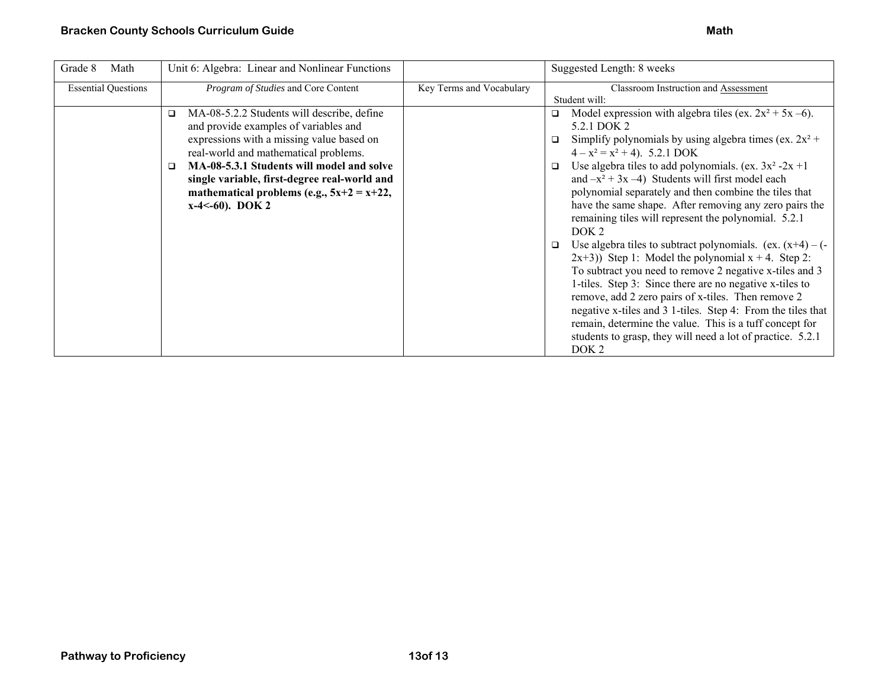| Grade 8 Math | Unit 6: Algebra: Linear and Nonlinear Functions | | Suggested Length: 8 weeks |
|---|---|---|---|
| Essential Questions | *Program of Studies* and Core Content | Key Terms and Vocabulary | Classroom Instruction and Assessment<br>Student will: |
| | ❑ MA-08-5.2.2 Students will describe, define and provide examples of variables and expressions with a missing value based on real-world and mathematical problems.<br>❑ **MA-08-5.3.1 Students will model and solve single variable, first-degree real-world and mathematical problems (e.g., $5x+2 = x+22$, $x-4<-60$). DOK 2** | | ❑ Model expression with algebra tiles (ex. $2x^2 + 5x - 6$). 5.2.1 DOK 2<br>❑ Simplify polynomials by using algebra times (ex. $2x^2 + 4 - x^2 = x^2 + 4$). 5.2.1 DOK<br>❑ Use algebra tiles to add polynomials. (ex. $3x^2 - 2x + 1$ and $-x^2 + 3x - 4$) Students will first model each polynomial separately and then combine the tiles that have the same shape. After removing any zero pairs the remaining tiles will represent the polynomial. 5.2.1 DOK 2<br>❑ Use algebra tiles to subtract polynomials. (ex. $(x+4) - (-2x+3)$) Step 1: Model the polynomial $x + 4$. Step 2: To subtract you need to remove 2 negative x-tiles and 3 1-tiles. Step 3: Since there are no negative x-tiles to remove, add 2 zero pairs of x-tiles. Then remove 2 negative x-tiles and 3 1-tiles. Step 4: From the tiles that remain, determine the value. This is a tuff concept for students to grasp, they will need a lot of practice. 5.2.1 DOK 2 |